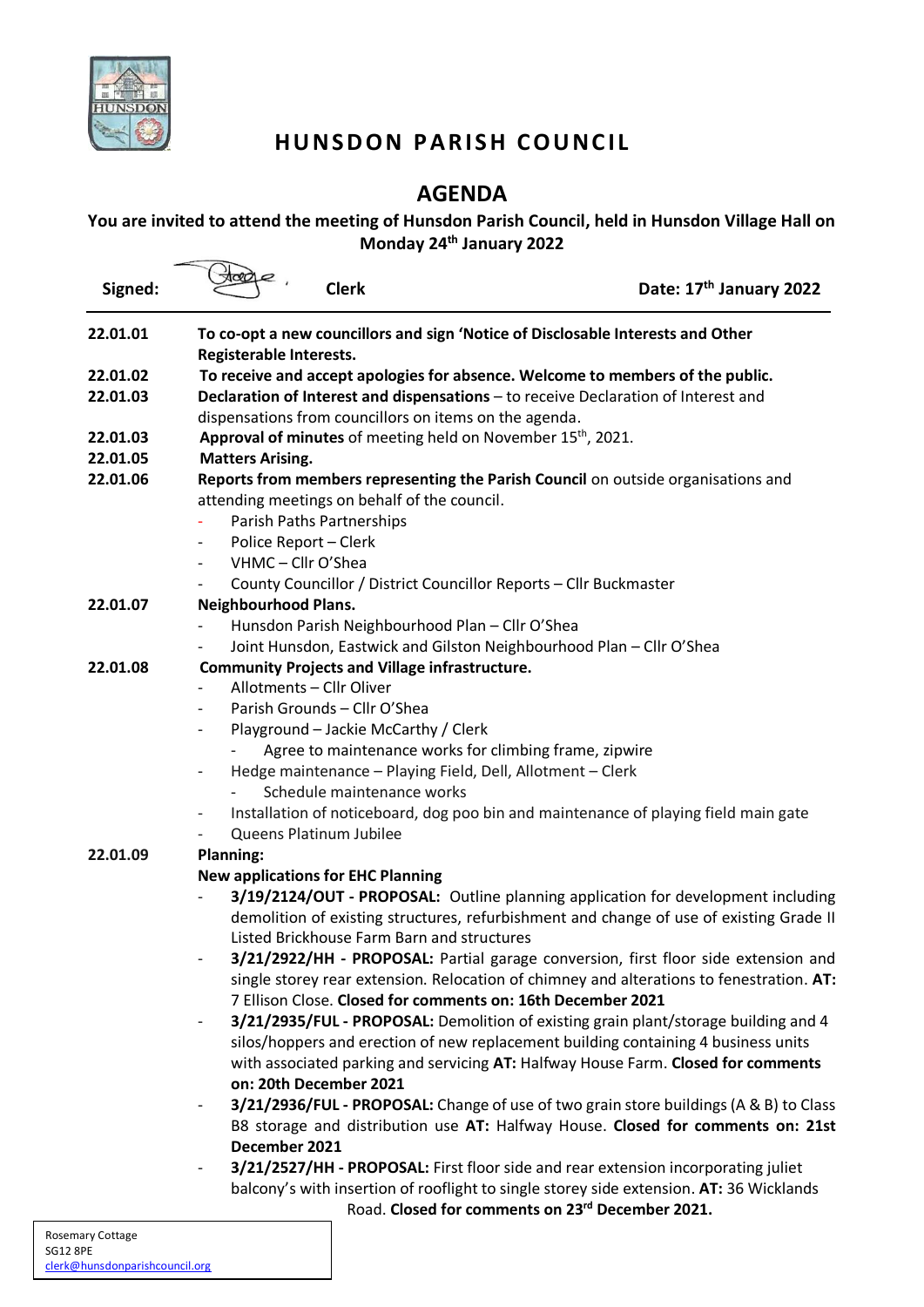# HUNSDON PARISH COUNCIL

## AGENDA

**You are invited to attend the meeting of Hunsdon Parish Council, held in Hunsdon Village Hall on Monday 24th January 2022**

**Signed:** **Clerk** **Date: 17th January 2022**

---

**22.01.01** **To co-opt a new councillors and sign 'Notice of Disclosable Interests and Other Registerable Interests.**

**22.01.02** **To receive and accept apologies for absence. Welcome to members of the public.**

**22.01.03** **Declaration of Interest and dispensations** – to receive Declaration of Interest and dispensations from councillors on items on the agenda.

**22.01.03** **Approval of minutes** of meeting held on November 15th, 2021.

**22.01.05** **Matters Arising.**

**22.01.06** **Reports from members representing the Parish Council** on outside organisations and attending meetings on behalf of the council.

- Parish Paths Partnerships
- Police Report – Clerk
- VHMC – Cllr O'Shea
- County Councillor / District Councillor Reports – Cllr Buckmaster

**22.01.07** **Neighbourhood Plans.**

- Hunsdon Parish Neighbourhood Plan – Cllr O'Shea
- Joint Hunsdon, Eastwick and Gilston Neighbourhood Plan – Cllr O'Shea

**22.01.08** **Community Projects and Village infrastructure.**

- Allotments – Cllr Oliver
- Parish Grounds – Cllr O'Shea
- Playground – Jackie McCarthy / Clerk
  - Agree to maintenance works for climbing frame, zipwire
- Hedge maintenance – Playing Field, Dell, Allotment – Clerk
  - Schedule maintenance works
- Installation of noticeboard, dog poo bin and maintenance of playing field main gate
- Queens Platinum Jubilee

**22.01.09** **Planning:**

**New applications for EHC Planning**

- **3/19/2124/OUT - PROPOSAL:** Outline planning application for development including demolition of existing structures, refurbishment and change of use of existing Grade II Listed Brickhouse Farm Barn and structures
- **3/21/2922/HH - PROPOSAL:** Partial garage conversion, first floor side extension and single storey rear extension. Relocation of chimney and alterations to fenestration. **AT:** 7 Ellison Close. **Closed for comments on: 16th December 2021**
- **3/21/2935/FUL - PROPOSAL:** Demolition of existing grain plant/storage building and 4 silos/hoppers and erection of new replacement building containing 4 business units with associated parking and servicing **AT:** Halfway House Farm. **Closed for comments on: 20th December 2021**
- **3/21/2936/FUL - PROPOSAL:** Change of use of two grain store buildings (A & B) to Class B8 storage and distribution use **AT:** Halfway House. **Closed for comments on: 21st December 2021**
- **3/21/2527/HH - PROPOSAL:** First floor side and rear extension incorporating juliet balcony's with insertion of rooflight to single storey side extension. **AT:** 36 Wicklands Road. **Closed for comments on 23rd December 2021.**

Rosemary Cottage
SG12 8PE
clerk@hunsdonparishcouncil.org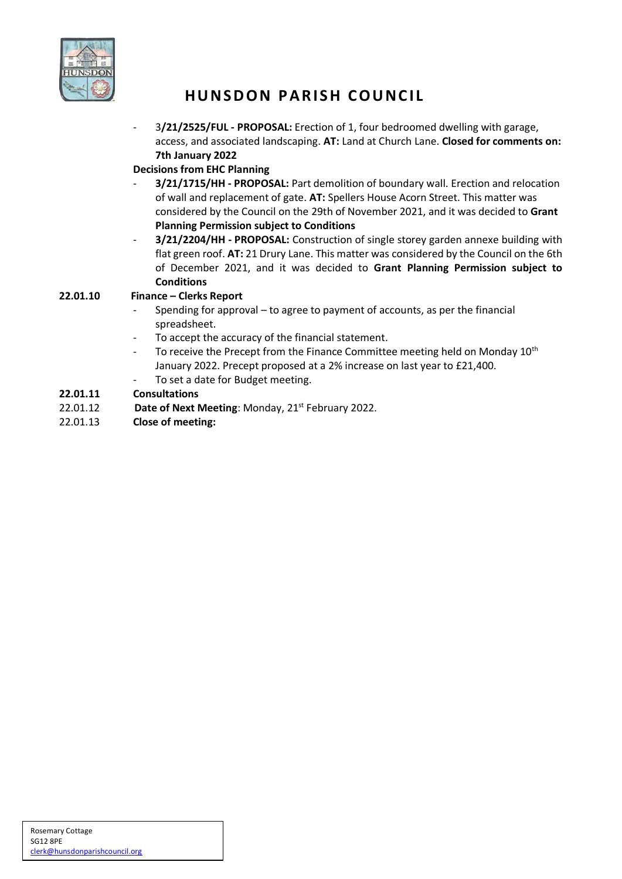# HUNSDON PARISH COUNCIL

- 3**/21/2525/FUL - PROPOSAL:** Erection of 1, four bedroomed dwelling with garage, access, and associated landscaping. **AT:** Land at Church Lane. **Closed for comments on: 7th January 2022**

**Decisions from EHC Planning**

- **3/21/1715/HH - PROPOSAL:** Part demolition of boundary wall. Erection and relocation of wall and replacement of gate. **AT:** Spellers House Acorn Street. This matter was considered by the Council on the 29th of November 2021, and it was decided to **Grant Planning Permission subject to Conditions**
- **3/21/2204/HH - PROPOSAL:** Construction of single storey garden annexe building with flat green roof. **AT:** 21 Drury Lane. This matter was considered by the Council on the 6th of December 2021, and it was decided to **Grant Planning Permission subject to Conditions**

**22.01.10 Finance – Clerks Report**

- Spending for approval – to agree to payment of accounts, as per the financial spreadsheet.
- To accept the accuracy of the financial statement.
- To receive the Precept from the Finance Committee meeting held on Monday 10th January 2022. Precept proposed at a 2% increase on last year to £21,400.
- To set a date for Budget meeting.

**22.01.11 Consultations**

22.01.12 **Date of Next Meeting**: Monday, 21st February 2022.

22.01.13 **Close of meeting:**

Rosemary Cottage
SG12 8PE
clerk@hunsdonparishcouncil.org